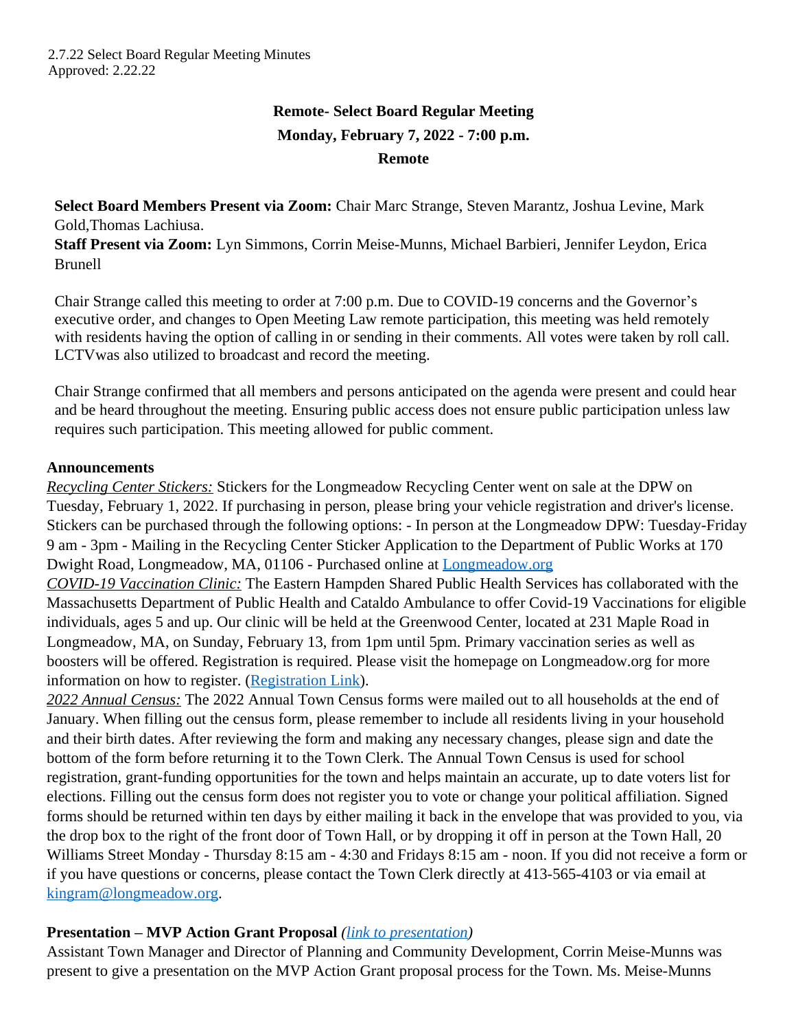2.7.22 Select Board Regular Meeting Minutes
Approved: 2.22.22

**Remote- Select Board Regular Meeting**
**Monday, February 7, 2022 - 7:00 p.m.**
**Remote**

**Select Board Members Present via Zoom:** Chair Marc Strange, Steven Marantz, Joshua Levine, Mark Gold,Thomas Lachiusa.
**Staff Present via Zoom:** Lyn Simmons, Corrin Meise-Munns, Michael Barbieri, Jennifer Leydon, Erica Brunell

Chair Strange called this meeting to order at 7:00 p.m. Due to COVID-19 concerns and the Governor's executive order, and changes to Open Meeting Law remote participation, this meeting was held remotely with residents having the option of calling in or sending in their comments. All votes were taken by roll call. LCTVwas also utilized to broadcast and record the meeting.

Chair Strange confirmed that all members and persons anticipated on the agenda were present and could hear and be heard throughout the meeting. Ensuring public access does not ensure public participation unless law requires such participation. This meeting allowed for public comment.

**Announcements**

*Recycling Center Stickers:* Stickers for the Longmeadow Recycling Center went on sale at the DPW on Tuesday, February 1, 2022. If purchasing in person, please bring your vehicle registration and driver's license. Stickers can be purchased through the following options: - In person at the Longmeadow DPW: Tuesday-Friday 9 am - 3pm - Mailing in the Recycling Center Sticker Application to the Department of Public Works at 170 Dwight Road, Longmeadow, MA, 01106 - Purchased online at Longmeadow.org

*COVID-19 Vaccination Clinic:* The Eastern Hampden Shared Public Health Services has collaborated with the Massachusetts Department of Public Health and Cataldo Ambulance to offer Covid-19 Vaccinations for eligible individuals, ages 5 and up. Our clinic will be held at the Greenwood Center, located at 231 Maple Road in Longmeadow, MA, on Sunday, February 13, from 1pm until 5pm. Primary vaccination series as well as boosters will be offered. Registration is required. Please visit the homepage on Longmeadow.org for more information on how to register. (Registration Link).

*2022 Annual Census:* The 2022 Annual Town Census forms were mailed out to all households at the end of January. When filling out the census form, please remember to include all residents living in your household and their birth dates. After reviewing the form and making any necessary changes, please sign and date the bottom of the form before returning it to the Town Clerk. The Annual Town Census is used for school registration, grant-funding opportunities for the town and helps maintain an accurate, up to date voters list for elections. Filling out the census form does not register you to vote or change your political affiliation. Signed forms should be returned within ten days by either mailing it back in the envelope that was provided to you, via the drop box to the right of the front door of Town Hall, or by dropping it off in person at the Town Hall, 20 Williams Street Monday - Thursday 8:15 am - 4:30 and Fridays 8:15 am - noon. If you did not receive a form or if you have questions or concerns, please contact the Town Clerk directly at 413-565-4103 or via email at kingram@longmeadow.org.

**Presentation – MVP Action Grant Proposal** *(link to presentation)*

Assistant Town Manager and Director of Planning and Community Development, Corrin Meise-Munns was present to give a presentation on the MVP Action Grant proposal process for the Town. Ms. Meise-Munns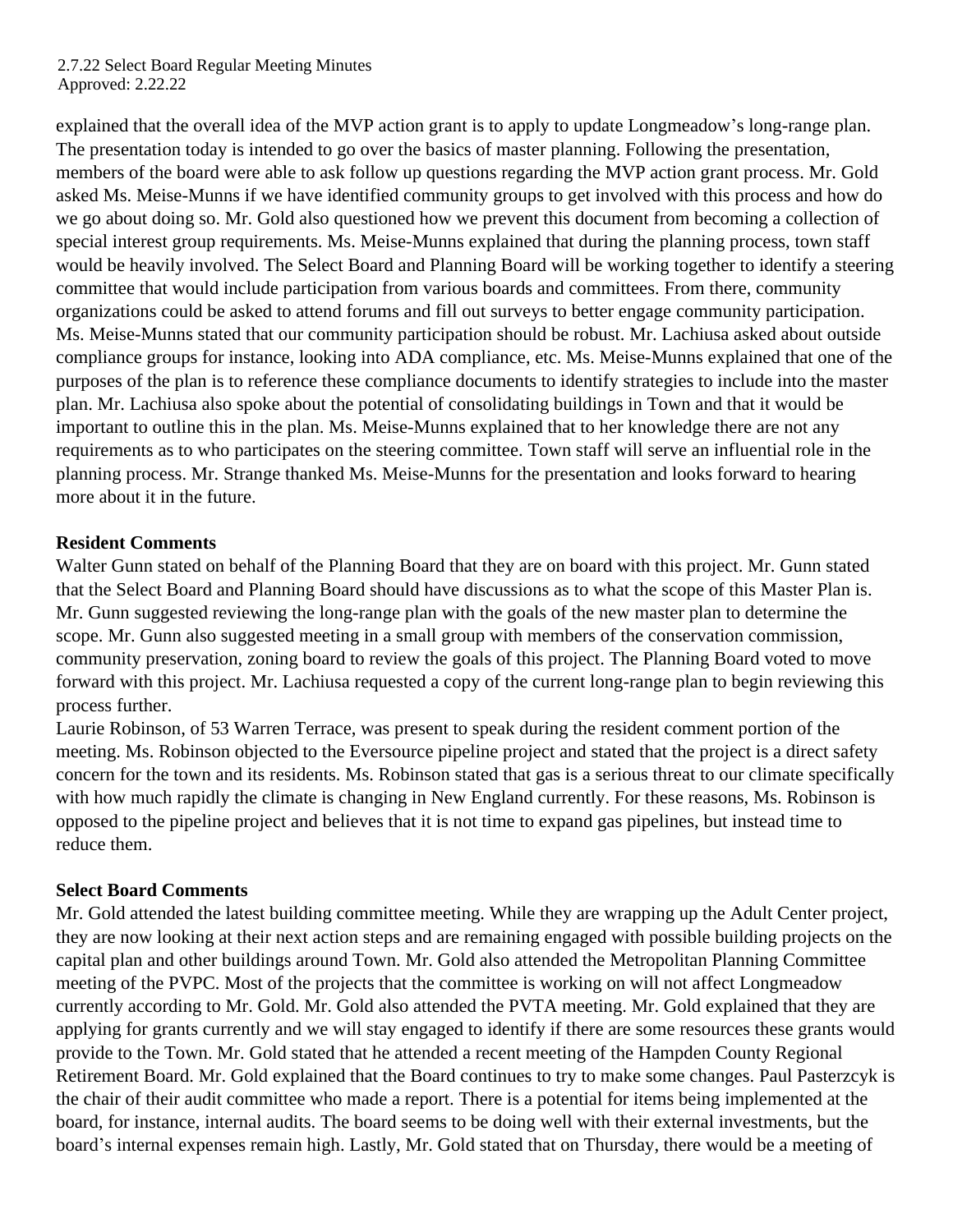explained that the overall idea of the MVP action grant is to apply to update Longmeadow's long-range plan. The presentation today is intended to go over the basics of master planning. Following the presentation, members of the board were able to ask follow up questions regarding the MVP action grant process. Mr. Gold asked Ms. Meise-Munns if we have identified community groups to get involved with this process and how do we go about doing so. Mr. Gold also questioned how we prevent this document from becoming a collection of special interest group requirements. Ms. Meise-Munns explained that during the planning process, town staff would be heavily involved. The Select Board and Planning Board will be working together to identify a steering committee that would include participation from various boards and committees. From there, community organizations could be asked to attend forums and fill out surveys to better engage community participation. Ms. Meise-Munns stated that our community participation should be robust. Mr. Lachiusa asked about outside compliance groups for instance, looking into ADA compliance, etc. Ms. Meise-Munns explained that one of the purposes of the plan is to reference these compliance documents to identify strategies to include into the master plan. Mr. Lachiusa also spoke about the potential of consolidating buildings in Town and that it would be important to outline this in the plan. Ms. Meise-Munns explained that to her knowledge there are not any requirements as to who participates on the steering committee. Town staff will serve an influential role in the planning process. Mr. Strange thanked Ms. Meise-Munns for the presentation and looks forward to hearing more about it in the future.

**Resident Comments**

Walter Gunn stated on behalf of the Planning Board that they are on board with this project. Mr. Gunn stated that the Select Board and Planning Board should have discussions as to what the scope of this Master Plan is. Mr. Gunn suggested reviewing the long-range plan with the goals of the new master plan to determine the scope. Mr. Gunn also suggested meeting in a small group with members of the conservation commission, community preservation, zoning board to review the goals of this project. The Planning Board voted to move forward with this project. Mr. Lachiusa requested a copy of the current long-range plan to begin reviewing this process further.

Laurie Robinson, of 53 Warren Terrace, was present to speak during the resident comment portion of the meeting. Ms. Robinson objected to the Eversource pipeline project and stated that the project is a direct safety concern for the town and its residents. Ms. Robinson stated that gas is a serious threat to our climate specifically with how much rapidly the climate is changing in New England currently. For these reasons, Ms. Robinson is opposed to the pipeline project and believes that it is not time to expand gas pipelines, but instead time to reduce them.

**Select Board Comments**

Mr. Gold attended the latest building committee meeting. While they are wrapping up the Adult Center project, they are now looking at their next action steps and are remaining engaged with possible building projects on the capital plan and other buildings around Town. Mr. Gold also attended the Metropolitan Planning Committee meeting of the PVPC. Most of the projects that the committee is working on will not affect Longmeadow currently according to Mr. Gold. Mr. Gold also attended the PVTA meeting. Mr. Gold explained that they are applying for grants currently and we will stay engaged to identify if there are some resources these grants would provide to the Town. Mr. Gold stated that he attended a recent meeting of the Hampden County Regional Retirement Board. Mr. Gold explained that the Board continues to try to make some changes. Paul Pasterzcyk is the chair of their audit committee who made a report. There is a potential for items being implemented at the board, for instance, internal audits. The board seems to be doing well with their external investments, but the board's internal expenses remain high. Lastly, Mr. Gold stated that on Thursday, there would be a meeting of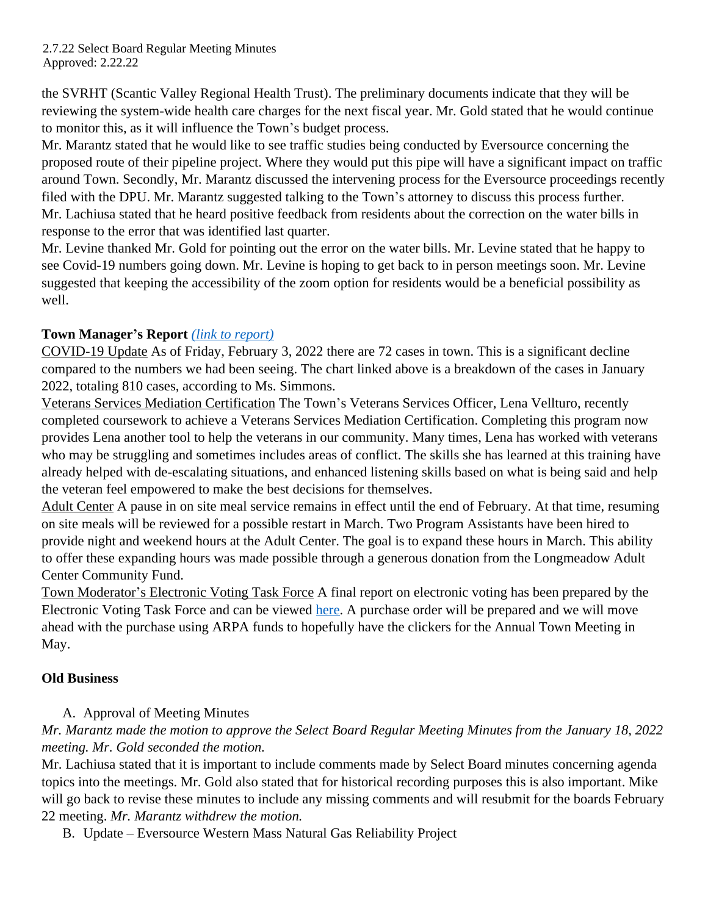the SVRHT (Scantic Valley Regional Health Trust). The preliminary documents indicate that they will be reviewing the system-wide health care charges for the next fiscal year. Mr. Gold stated that he would continue to monitor this, as it will influence the Town's budget process.

Mr. Marantz stated that he would like to see traffic studies being conducted by Eversource concerning the proposed route of their pipeline project. Where they would put this pipe will have a significant impact on traffic around Town. Secondly, Mr. Marantz discussed the intervening process for the Eversource proceedings recently filed with the DPU. Mr. Marantz suggested talking to the Town's attorney to discuss this process further.

Mr. Lachiusa stated that he heard positive feedback from residents about the correction on the water bills in response to the error that was identified last quarter.

Mr. Levine thanked Mr. Gold for pointing out the error on the water bills. Mr. Levine stated that he happy to see Covid-19 numbers going down. Mr. Levine is hoping to get back to in person meetings soon. Mr. Levine suggested that keeping the accessibility of the zoom option for residents would be a beneficial possibility as well.

**Town Manager's Report** *(link to report)*

COVID-19 Update As of Friday, February 3, 2022 there are 72 cases in town. This is a significant decline compared to the numbers we had been seeing. The chart linked above is a breakdown of the cases in January 2022, totaling 810 cases, according to Ms. Simmons.

Veterans Services Mediation Certification The Town's Veterans Services Officer, Lena Vellturo, recently completed coursework to achieve a Veterans Services Mediation Certification. Completing this program now provides Lena another tool to help the veterans in our community. Many times, Lena has worked with veterans who may be struggling and sometimes includes areas of conflict. The skills she has learned at this training have already helped with de-escalating situations, and enhanced listening skills based on what is being said and help the veteran feel empowered to make the best decisions for themselves.

Adult Center A pause in on site meal service remains in effect until the end of February. At that time, resuming on site meals will be reviewed for a possible restart in March. Two Program Assistants have been hired to provide night and weekend hours at the Adult Center. The goal is to expand these hours in March. This ability to offer these expanding hours was made possible through a generous donation from the Longmeadow Adult Center Community Fund.

Town Moderator's Electronic Voting Task Force A final report on electronic voting has been prepared by the Electronic Voting Task Force and can be viewed here. A purchase order will be prepared and we will move ahead with the purchase using ARPA funds to hopefully have the clickers for the Annual Town Meeting in May.

**Old Business**

A. Approval of Meeting Minutes

*Mr. Marantz made the motion to approve the Select Board Regular Meeting Minutes from the January 18, 2022 meeting. Mr. Gold seconded the motion.*

Mr. Lachiusa stated that it is important to include comments made by Select Board minutes concerning agenda topics into the meetings. Mr. Gold also stated that for historical recording purposes this is also important. Mike will go back to revise these minutes to include any missing comments and will resubmit for the boards February 22 meeting. *Mr. Marantz withdrew the motion.*

B. Update – Eversource Western Mass Natural Gas Reliability Project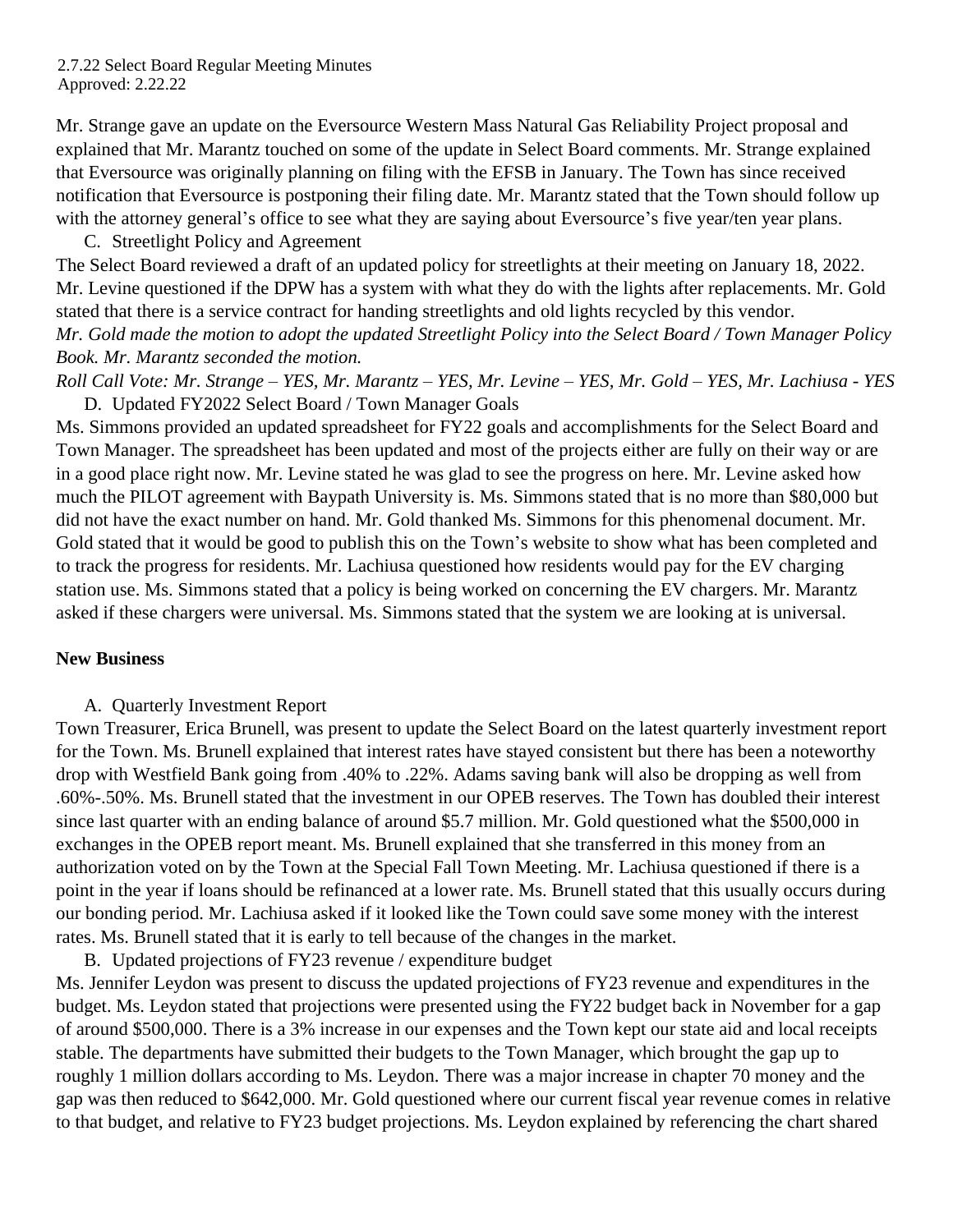Mr. Strange gave an update on the Eversource Western Mass Natural Gas Reliability Project proposal and explained that Mr. Marantz touched on some of the update in Select Board comments. Mr. Strange explained that Eversource was originally planning on filing with the EFSB in January. The Town has since received notification that Eversource is postponing their filing date. Mr. Marantz stated that the Town should follow up with the attorney general's office to see what they are saying about Eversource's five year/ten year plans.

C. Streetlight Policy and Agreement

The Select Board reviewed a draft of an updated policy for streetlights at their meeting on January 18, 2022. Mr. Levine questioned if the DPW has a system with what they do with the lights after replacements. Mr. Gold stated that there is a service contract for handing streetlights and old lights recycled by this vendor.

*Mr. Gold made the motion to adopt the updated Streetlight Policy into the Select Board / Town Manager Policy Book. Mr. Marantz seconded the motion.*

*Roll Call Vote: Mr. Strange – YES, Mr. Marantz – YES, Mr. Levine – YES, Mr. Gold – YES, Mr. Lachiusa - YES*

D. Updated FY2022 Select Board / Town Manager Goals

Ms. Simmons provided an updated spreadsheet for FY22 goals and accomplishments for the Select Board and Town Manager. The spreadsheet has been updated and most of the projects either are fully on their way or are in a good place right now. Mr. Levine stated he was glad to see the progress on here. Mr. Levine asked how much the PILOT agreement with Baypath University is. Ms. Simmons stated that is no more than $80,000 but did not have the exact number on hand. Mr. Gold thanked Ms. Simmons for this phenomenal document. Mr. Gold stated that it would be good to publish this on the Town's website to show what has been completed and to track the progress for residents. Mr. Lachiusa questioned how residents would pay for the EV charging station use. Ms. Simmons stated that a policy is being worked on concerning the EV chargers. Mr. Marantz asked if these chargers were universal. Ms. Simmons stated that the system we are looking at is universal.

**New Business**

A. Quarterly Investment Report

Town Treasurer, Erica Brunell, was present to update the Select Board on the latest quarterly investment report for the Town. Ms. Brunell explained that interest rates have stayed consistent but there has been a noteworthy drop with Westfield Bank going from .40% to .22%. Adams saving bank will also be dropping as well from .60%-.50%. Ms. Brunell stated that the investment in our OPEB reserves. The Town has doubled their interest since last quarter with an ending balance of around $5.7 million. Mr. Gold questioned what the $500,000 in exchanges in the OPEB report meant. Ms. Brunell explained that she transferred in this money from an authorization voted on by the Town at the Special Fall Town Meeting. Mr. Lachiusa questioned if there is a point in the year if loans should be refinanced at a lower rate. Ms. Brunell stated that this usually occurs during our bonding period. Mr. Lachiusa asked if it looked like the Town could save some money with the interest rates. Ms. Brunell stated that it is early to tell because of the changes in the market.

B. Updated projections of FY23 revenue / expenditure budget

Ms. Jennifer Leydon was present to discuss the updated projections of FY23 revenue and expenditures in the budget. Ms. Leydon stated that projections were presented using the FY22 budget back in November for a gap of around $500,000. There is a 3% increase in our expenses and the Town kept our state aid and local receipts stable. The departments have submitted their budgets to the Town Manager, which brought the gap up to roughly 1 million dollars according to Ms. Leydon. There was a major increase in chapter 70 money and the gap was then reduced to $642,000. Mr. Gold questioned where our current fiscal year revenue comes in relative to that budget, and relative to FY23 budget projections. Ms. Leydon explained by referencing the chart shared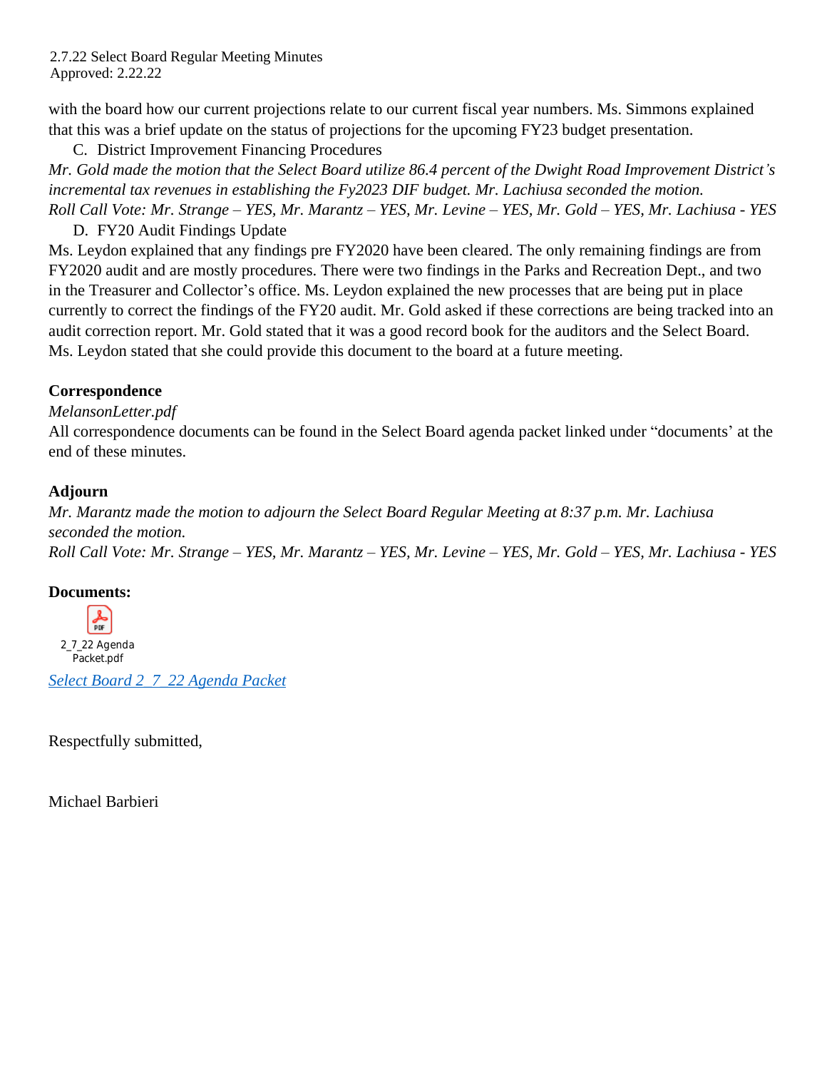with the board how our current projections relate to our current fiscal year numbers. Ms. Simmons explained that this was a brief update on the status of projections for the upcoming FY23 budget presentation.

C. District Improvement Financing Procedures

*Mr. Gold made the motion that the Select Board utilize 86.4 percent of the Dwight Road Improvement District's incremental tax revenues in establishing the Fy2023 DIF budget. Mr. Lachiusa seconded the motion.*
*Roll Call Vote: Mr. Strange – YES, Mr. Marantz – YES, Mr. Levine – YES, Mr. Gold – YES, Mr. Lachiusa - YES*

D. FY20 Audit Findings Update

Ms. Leydon explained that any findings pre FY2020 have been cleared. The only remaining findings are from FY2020 audit and are mostly procedures. There were two findings in the Parks and Recreation Dept., and two in the Treasurer and Collector's office. Ms. Leydon explained the new processes that are being put in place currently to correct the findings of the FY20 audit. Mr. Gold asked if these corrections are being tracked into an audit correction report. Mr. Gold stated that it was a good record book for the auditors and the Select Board. Ms. Leydon stated that she could provide this document to the board at a future meeting.

**Correspondence**

*MelansonLetter.pdf*

All correspondence documents can be found in the Select Board agenda packet linked under "documents' at the end of these minutes.

**Adjourn**

*Mr. Marantz made the motion to adjourn the Select Board Regular Meeting at 8:37 p.m. Mr. Lachiusa seconded the motion.*
*Roll Call Vote: Mr. Strange – YES, Mr. Marantz – YES, Mr. Levine – YES, Mr. Gold – YES, Mr. Lachiusa - YES*

**Documents:**

2_7_22 Agenda Packet.pdf

*Select Board 2_7_22 Agenda Packet*

Respectfully submitted,

Michael Barbieri